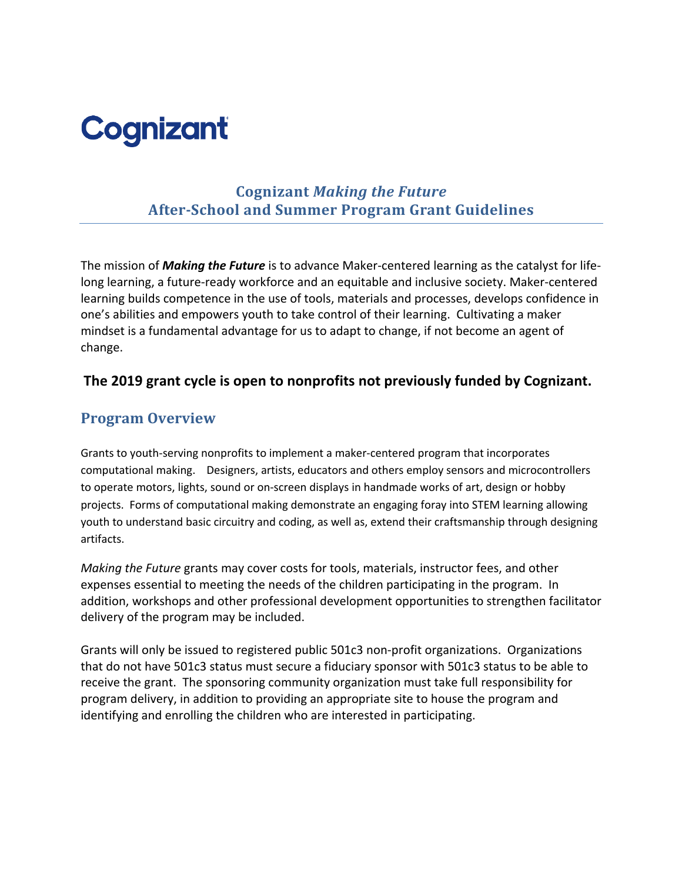Cognizant

# Cognizant *Making the Future*
# After-School and Summer Program Grant Guidelines

The mission of ***Making the Future*** is to advance Maker-centered learning as the catalyst for life-long learning, a future-ready workforce and an equitable and inclusive society. Maker-centered learning builds competence in the use of tools, materials and processes, develops confidence in one's abilities and empowers youth to take control of their learning. Cultivating a maker mindset is a fundamental advantage for us to adapt to change, if not become an agent of change.

**The 2019 grant cycle is open to nonprofits not previously funded by Cognizant.**

## Program Overview

Grants to youth-serving nonprofits to implement a maker-centered program that incorporates computational making. Designers, artists, educators and others employ sensors and microcontrollers to operate motors, lights, sound or on-screen displays in handmade works of art, design or hobby projects. Forms of computational making demonstrate an engaging foray into STEM learning allowing youth to understand basic circuitry and coding, as well as, extend their craftsmanship through designing artifacts.

*Making the Future* grants may cover costs for tools, materials, instructor fees, and other expenses essential to meeting the needs of the children participating in the program. In addition, workshops and other professional development opportunities to strengthen facilitator delivery of the program may be included.

Grants will only be issued to registered public 501c3 non-profit organizations. Organizations that do not have 501c3 status must secure a fiduciary sponsor with 501c3 status to be able to receive the grant. The sponsoring community organization must take full responsibility for program delivery, in addition to providing an appropriate site to house the program and identifying and enrolling the children who are interested in participating.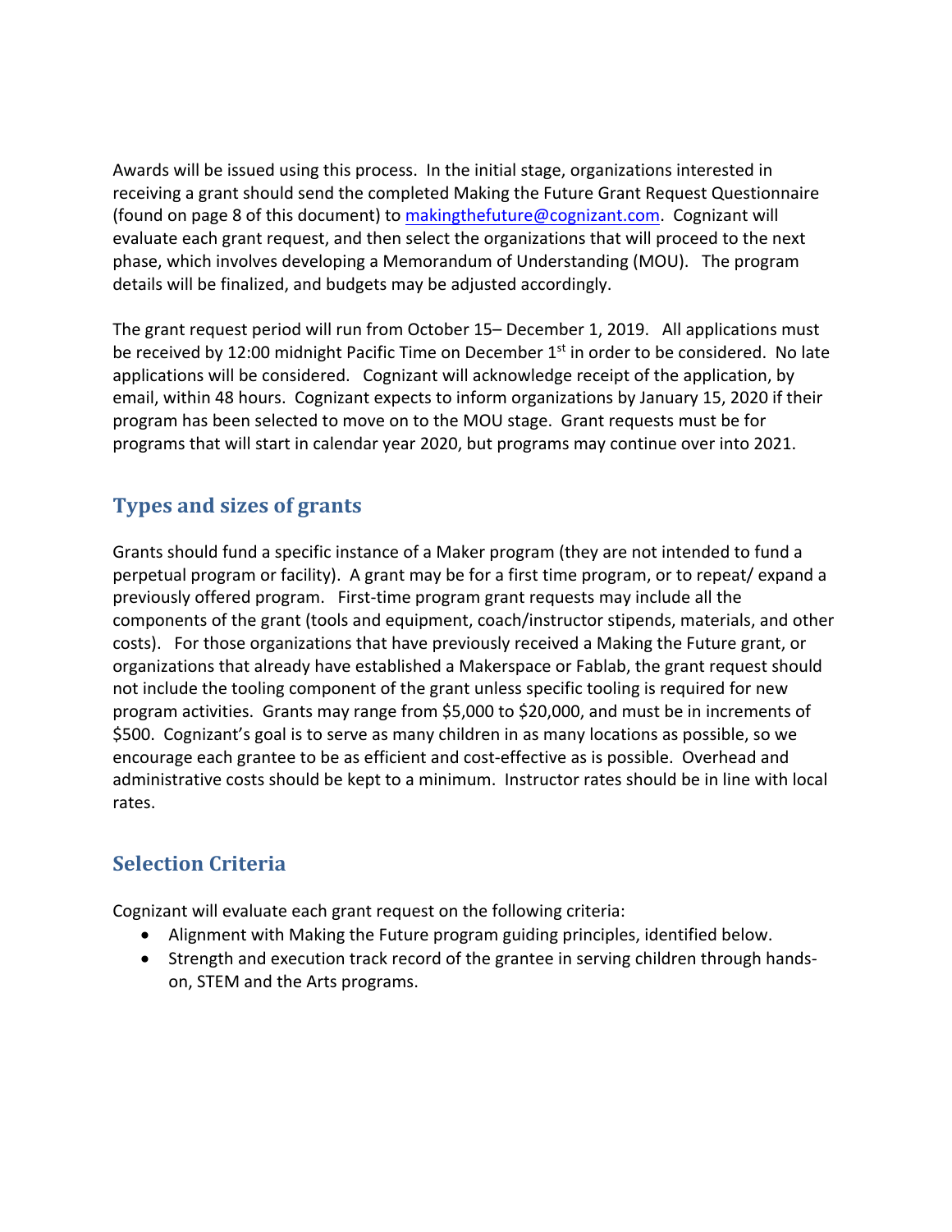Awards will be issued using this process. In the initial stage, organizations interested in receiving a grant should send the completed Making the Future Grant Request Questionnaire (found on page 8 of this document) to makingthefuture@cognizant.com. Cognizant will evaluate each grant request, and then select the organizations that will proceed to the next phase, which involves developing a Memorandum of Understanding (MOU). The program details will be finalized, and budgets may be adjusted accordingly.

The grant request period will run from October 15– December 1, 2019. All applications must be received by 12:00 midnight Pacific Time on December 1st in order to be considered. No late applications will be considered. Cognizant will acknowledge receipt of the application, by email, within 48 hours. Cognizant expects to inform organizations by January 15, 2020 if their program has been selected to move on to the MOU stage. Grant requests must be for programs that will start in calendar year 2020, but programs may continue over into 2021.

## Types and sizes of grants

Grants should fund a specific instance of a Maker program (they are not intended to fund a perpetual program or facility). A grant may be for a first time program, or to repeat/ expand a previously offered program. First-time program grant requests may include all the components of the grant (tools and equipment, coach/instructor stipends, materials, and other costs). For those organizations that have previously received a Making the Future grant, or organizations that already have established a Makerspace or Fablab, the grant request should not include the tooling component of the grant unless specific tooling is required for new program activities. Grants may range from $5,000 to $20,000, and must be in increments of $500. Cognizant's goal is to serve as many children in as many locations as possible, so we encourage each grantee to be as efficient and cost-effective as is possible. Overhead and administrative costs should be kept to a minimum. Instructor rates should be in line with local rates.

## Selection Criteria

Cognizant will evaluate each grant request on the following criteria:

- Alignment with Making the Future program guiding principles, identified below.
- Strength and execution track record of the grantee in serving children through hands-on, STEM and the Arts programs.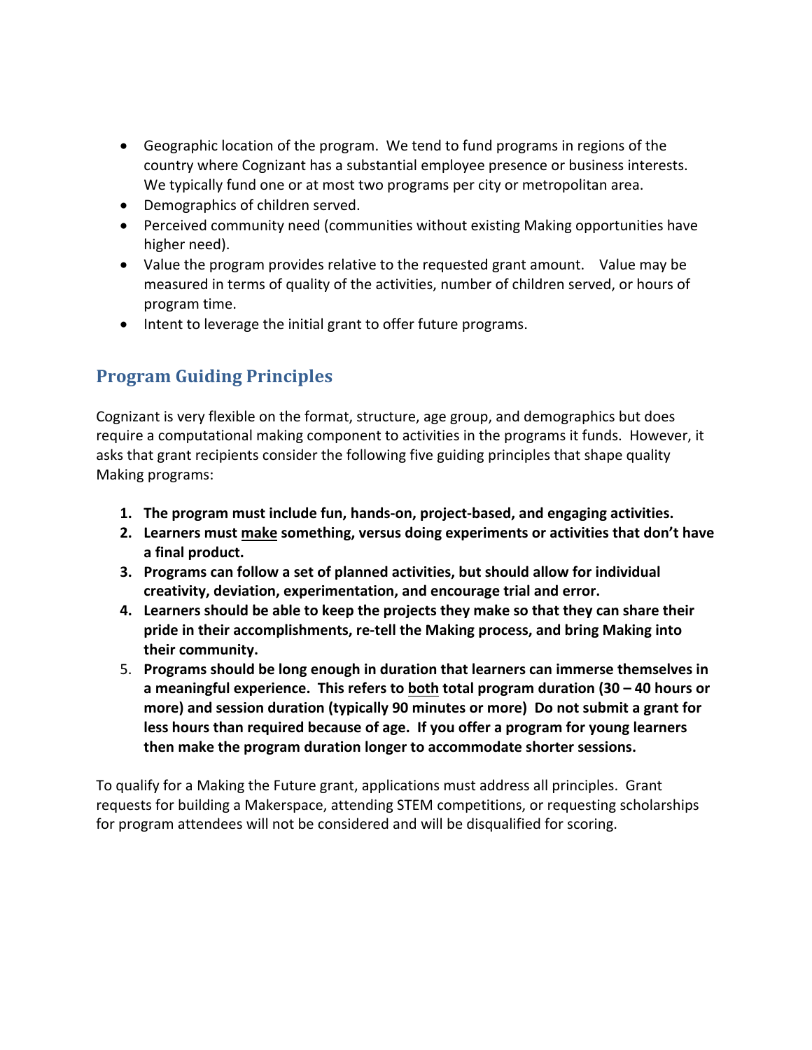- Geographic location of the program. We tend to fund programs in regions of the country where Cognizant has a substantial employee presence or business interests. We typically fund one or at most two programs per city or metropolitan area.
- Demographics of children served.
- Perceived community need (communities without existing Making opportunities have higher need).
- Value the program provides relative to the requested grant amount. Value may be measured in terms of quality of the activities, number of children served, or hours of program time.
- Intent to leverage the initial grant to offer future programs.

## Program Guiding Principles

Cognizant is very flexible on the format, structure, age group, and demographics but does require a computational making component to activities in the programs it funds. However, it asks that grant recipients consider the following five guiding principles that shape quality Making programs:

1. **The program must include fun, hands-on, project-based, and engaging activities.**
2. **Learners must <u>make</u> something, versus doing experiments or activities that don't have a final product.**
3. **Programs can follow a set of planned activities, but should allow for individual creativity, deviation, experimentation, and encourage trial and error.**
4. **Learners should be able to keep the projects they make so that they can share their pride in their accomplishments, re-tell the Making process, and bring Making into their community.**
5. **Programs should be long enough in duration that learners can immerse themselves in a meaningful experience. This refers to <u>both</u> total program duration (30 – 40 hours or more) and session duration (typically 90 minutes or more) Do not submit a grant for less hours than required because of age. If you offer a program for young learners then make the program duration longer to accommodate shorter sessions.**

To qualify for a Making the Future grant, applications must address all principles. Grant requests for building a Makerspace, attending STEM competitions, or requesting scholarships for program attendees will not be considered and will be disqualified for scoring.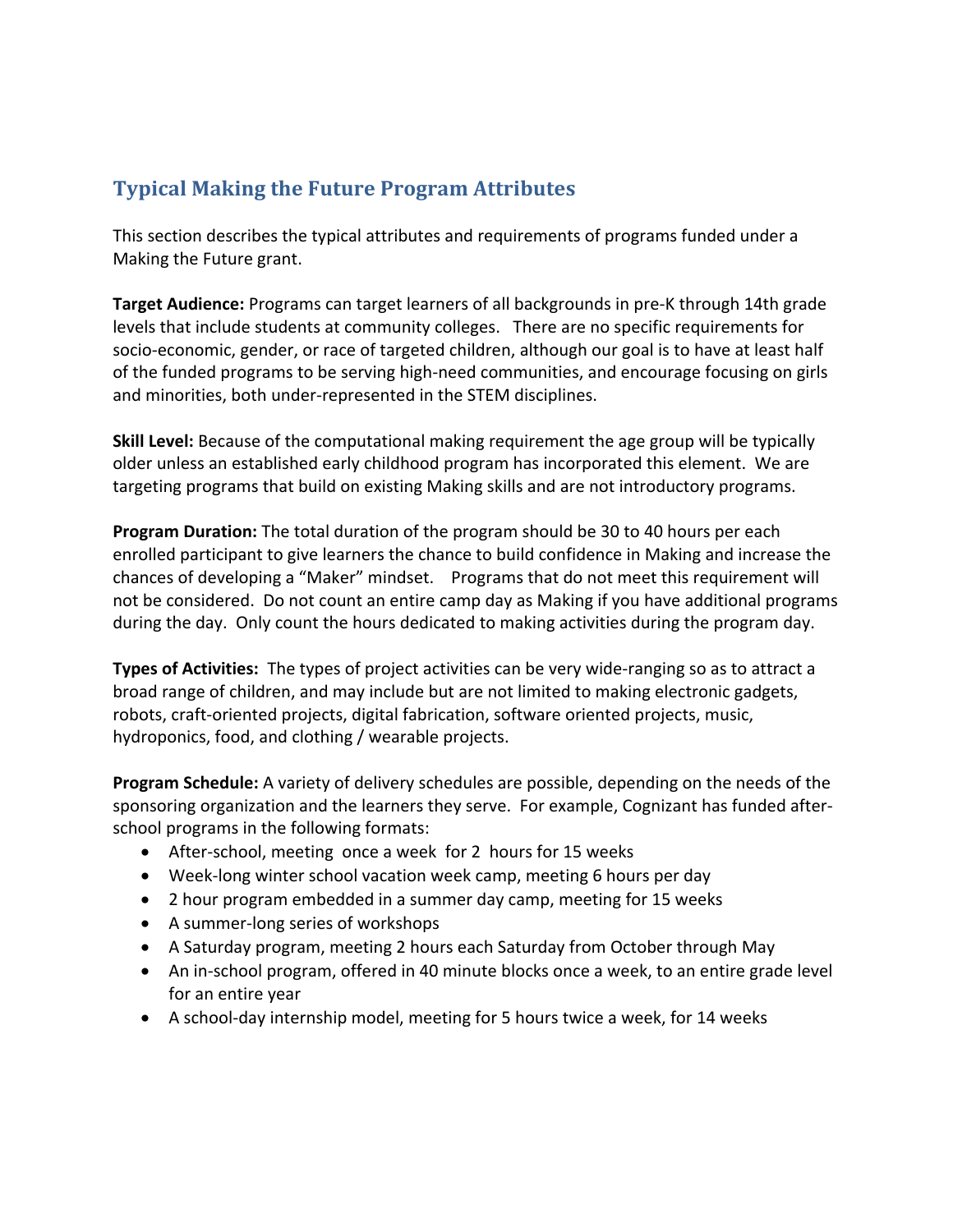## Typical Making the Future Program Attributes

This section describes the typical attributes and requirements of programs funded under a Making the Future grant.

**Target Audience:** Programs can target learners of all backgrounds in pre-K through 14th grade levels that include students at community colleges. There are no specific requirements for socio-economic, gender, or race of targeted children, although our goal is to have at least half of the funded programs to be serving high-need communities, and encourage focusing on girls and minorities, both under-represented in the STEM disciplines.

**Skill Level:** Because of the computational making requirement the age group will be typically older unless an established early childhood program has incorporated this element. We are targeting programs that build on existing Making skills and are not introductory programs.

**Program Duration:** The total duration of the program should be 30 to 40 hours per each enrolled participant to give learners the chance to build confidence in Making and increase the chances of developing a "Maker" mindset. Programs that do not meet this requirement will not be considered. Do not count an entire camp day as Making if you have additional programs during the day. Only count the hours dedicated to making activities during the program day.

**Types of Activities:** The types of project activities can be very wide-ranging so as to attract a broad range of children, and may include but are not limited to making electronic gadgets, robots, craft-oriented projects, digital fabrication, software oriented projects, music, hydroponics, food, and clothing / wearable projects.

**Program Schedule:** A variety of delivery schedules are possible, depending on the needs of the sponsoring organization and the learners they serve. For example, Cognizant has funded after-school programs in the following formats:

- After-school, meeting once a week for 2 hours for 15 weeks
- Week-long winter school vacation week camp, meeting 6 hours per day
- 2 hour program embedded in a summer day camp, meeting for 15 weeks
- A summer-long series of workshops
- A Saturday program, meeting 2 hours each Saturday from October through May
- An in-school program, offered in 40 minute blocks once a week, to an entire grade level for an entire year
- A school-day internship model, meeting for 5 hours twice a week, for 14 weeks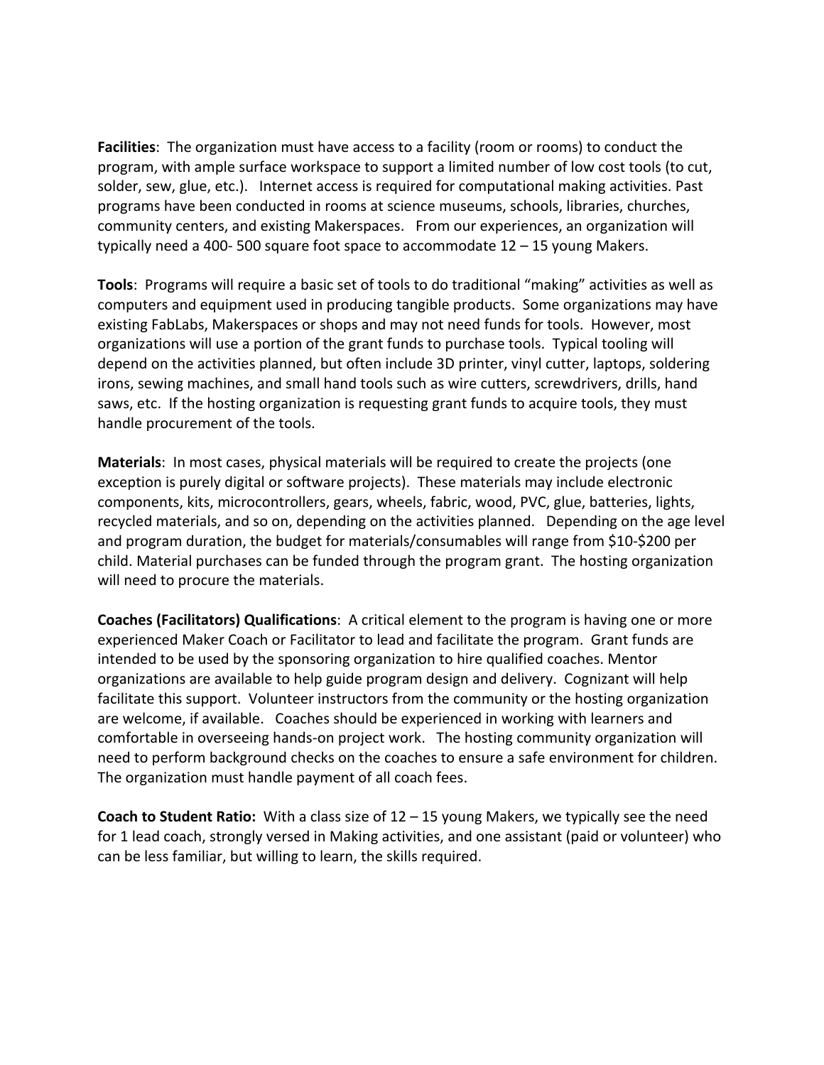**Facilities**: The organization must have access to a facility (room or rooms) to conduct the program, with ample surface workspace to support a limited number of low cost tools (to cut, solder, sew, glue, etc.). Internet access is required for computational making activities. Past programs have been conducted in rooms at science museums, schools, libraries, churches, community centers, and existing Makerspaces. From our experiences, an organization will typically need a 400- 500 square foot space to accommodate 12 – 15 young Makers.

**Tools**: Programs will require a basic set of tools to do traditional "making" activities as well as computers and equipment used in producing tangible products. Some organizations may have existing FabLabs, Makerspaces or shops and may not need funds for tools. However, most organizations will use a portion of the grant funds to purchase tools. Typical tooling will depend on the activities planned, but often include 3D printer, vinyl cutter, laptops, soldering irons, sewing machines, and small hand tools such as wire cutters, screwdrivers, drills, hand saws, etc. If the hosting organization is requesting grant funds to acquire tools, they must handle procurement of the tools.

**Materials**: In most cases, physical materials will be required to create the projects (one exception is purely digital or software projects). These materials may include electronic components, kits, microcontrollers, gears, wheels, fabric, wood, PVC, glue, batteries, lights, recycled materials, and so on, depending on the activities planned. Depending on the age level and program duration, the budget for materials/consumables will range from $10-$200 per child. Material purchases can be funded through the program grant. The hosting organization will need to procure the materials.

**Coaches (Facilitators) Qualifications**: A critical element to the program is having one or more experienced Maker Coach or Facilitator to lead and facilitate the program. Grant funds are intended to be used by the sponsoring organization to hire qualified coaches. Mentor organizations are available to help guide program design and delivery. Cognizant will help facilitate this support. Volunteer instructors from the community or the hosting organization are welcome, if available. Coaches should be experienced in working with learners and comfortable in overseeing hands-on project work. The hosting community organization will need to perform background checks on the coaches to ensure a safe environment for children. The organization must handle payment of all coach fees.

**Coach to Student Ratio:** With a class size of 12 – 15 young Makers, we typically see the need for 1 lead coach, strongly versed in Making activities, and one assistant (paid or volunteer) who can be less familiar, but willing to learn, the skills required.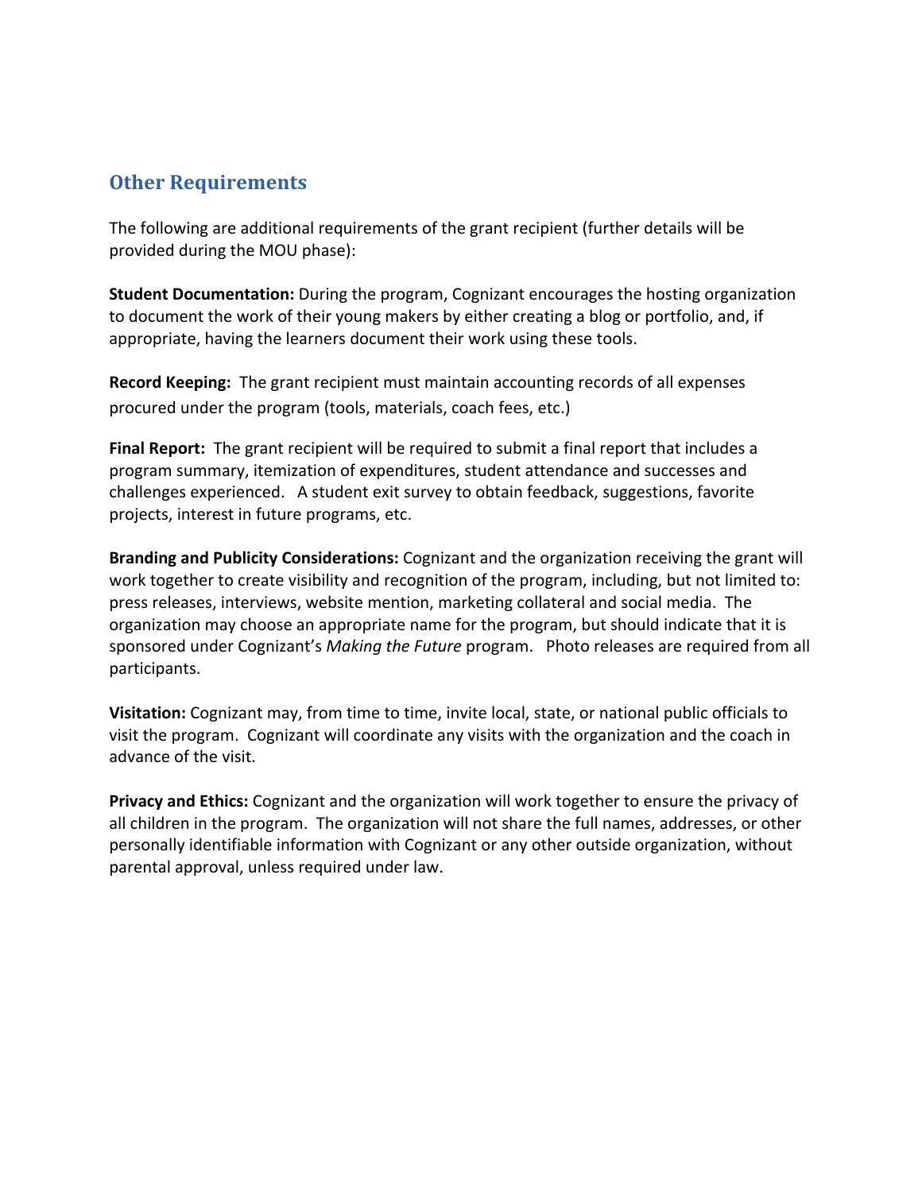## Other Requirements

The following are additional requirements of the grant recipient (further details will be provided during the MOU phase):

**Student Documentation:** During the program, Cognizant encourages the hosting organization to document the work of their young makers by either creating a blog or portfolio, and, if appropriate, having the learners document their work using these tools.

**Record Keeping:** The grant recipient must maintain accounting records of all expenses procured under the program (tools, materials, coach fees, etc.)

**Final Report:** The grant recipient will be required to submit a final report that includes a program summary, itemization of expenditures, student attendance and successes and challenges experienced. A student exit survey to obtain feedback, suggestions, favorite projects, interest in future programs, etc.

**Branding and Publicity Considerations:** Cognizant and the organization receiving the grant will work together to create visibility and recognition of the program, including, but not limited to: press releases, interviews, website mention, marketing collateral and social media. The organization may choose an appropriate name for the program, but should indicate that it is sponsored under Cognizant's *Making the Future* program. Photo releases are required from all participants.

**Visitation:** Cognizant may, from time to time, invite local, state, or national public officials to visit the program. Cognizant will coordinate any visits with the organization and the coach in advance of the visit.

**Privacy and Ethics:** Cognizant and the organization will work together to ensure the privacy of all children in the program. The organization will not share the full names, addresses, or other personally identifiable information with Cognizant or any other outside organization, without parental approval, unless required under law.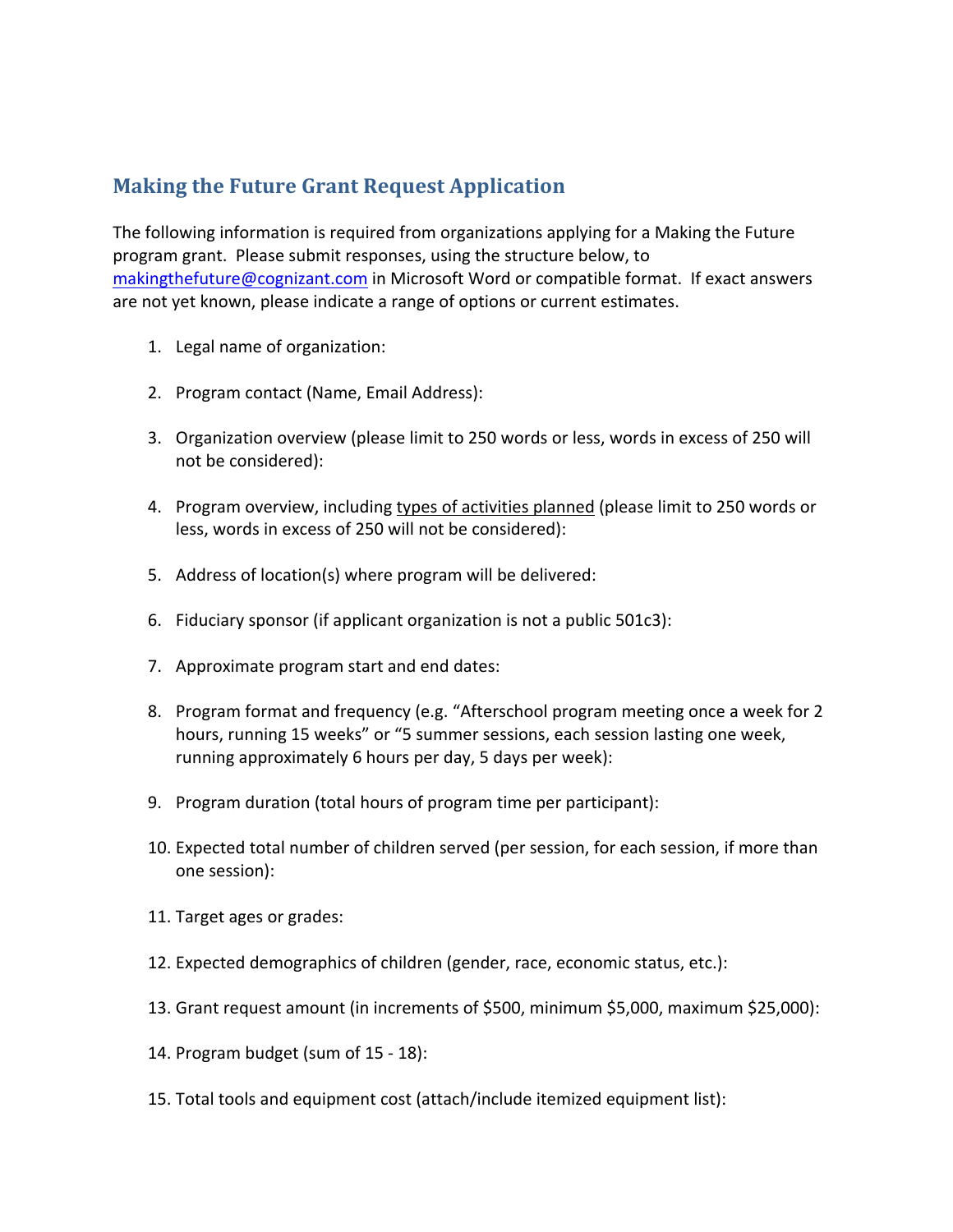## Making the Future Grant Request Application

The following information is required from organizations applying for a Making the Future program grant. Please submit responses, using the structure below, to [makingthefuture@cognizant.com](mailto:makingthefuture@cognizant.com) in Microsoft Word or compatible format. If exact answers are not yet known, please indicate a range of options or current estimates.

1. Legal name of organization:

2. Program contact (Name, Email Address):

3. Organization overview (please limit to 250 words or less, words in excess of 250 will not be considered):

4. Program overview, including <u>types of activities planned</u> (please limit to 250 words or less, words in excess of 250 will not be considered):

5. Address of location(s) where program will be delivered:

6. Fiduciary sponsor (if applicant organization is not a public 501c3):

7. Approximate program start and end dates:

8. Program format and frequency (e.g. "Afterschool program meeting once a week for 2 hours, running 15 weeks" or "5 summer sessions, each session lasting one week, running approximately 6 hours per day, 5 days per week):

9. Program duration (total hours of program time per participant):

10. Expected total number of children served (per session, for each session, if more than one session):

11. Target ages or grades:

12. Expected demographics of children (gender, race, economic status, etc.):

13. Grant request amount (in increments of $500, minimum $5,000, maximum $25,000):

14. Program budget (sum of 15 - 18):

15. Total tools and equipment cost (attach/include itemized equipment list):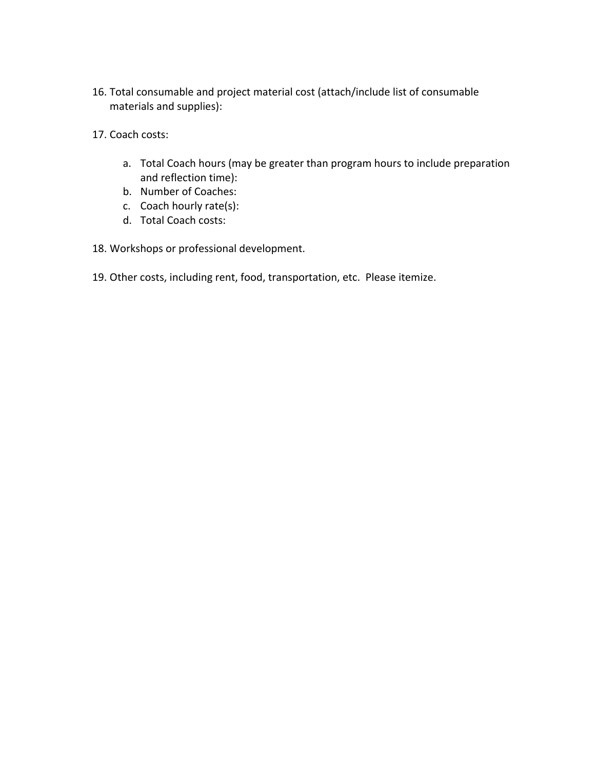16. Total consumable and project material cost (attach/include list of consumable materials and supplies):

17. Coach costs:

    a. Total Coach hours (may be greater than program hours to include preparation and reflection time):
    b. Number of Coaches:
    c. Coach hourly rate(s):
    d. Total Coach costs:

18. Workshops or professional development.

19. Other costs, including rent, food, transportation, etc. Please itemize.